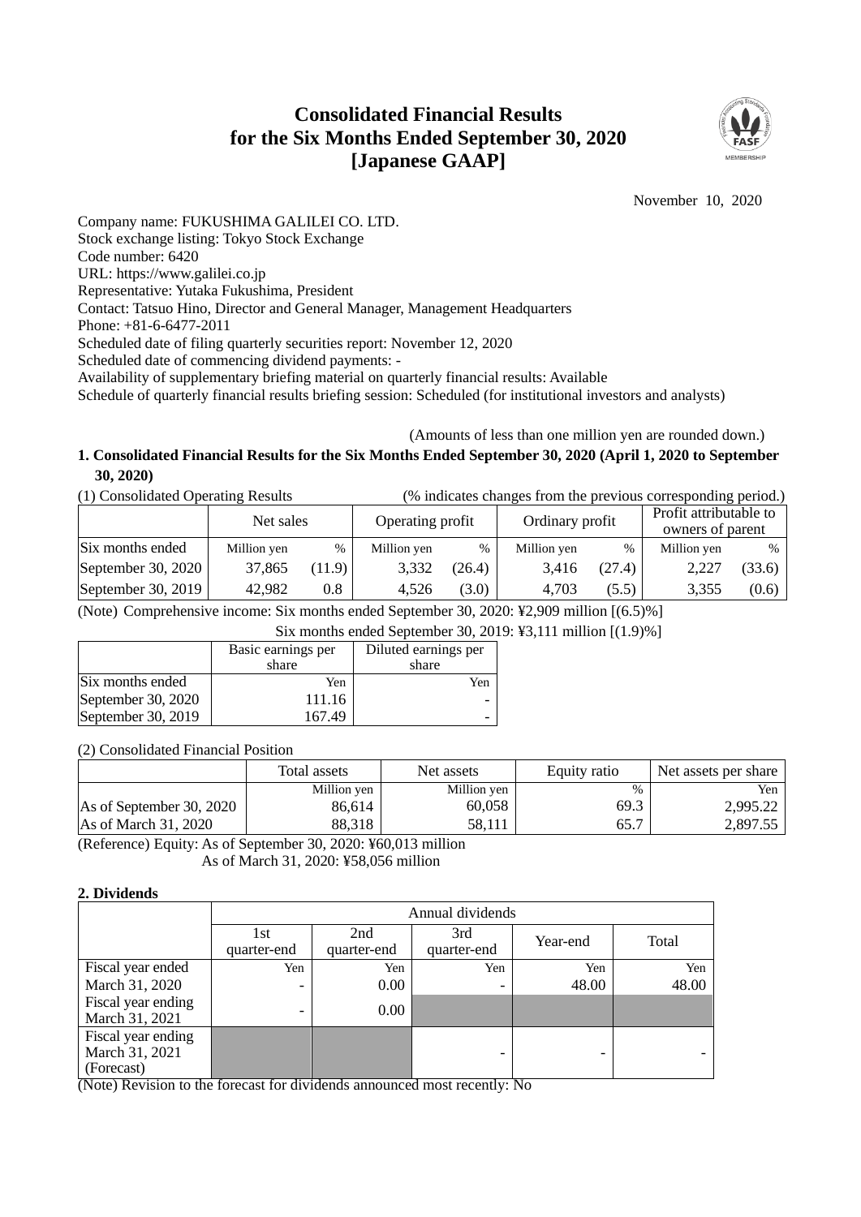# Consolidated Financial Results for the Six Months Ended September 30, 2020 [Japanese GAAP]

November 10, 2020

Company name: FUKUSHIMA GALILEI CO. LTD.
Stock exchange listing: Tokyo Stock Exchange
Code number: 6420
URL: https://www.galilei.co.jp
Representative: Yutaka Fukushima, President
Contact: Tatsuo Hino, Director and General Manager, Management Headquarters
Phone: +81-6-6477-2011
Scheduled date of filing quarterly securities report: November 12, 2020
Scheduled date of commencing dividend payments: -
Availability of supplementary briefing material on quarterly financial results: Available
Schedule of quarterly financial results briefing session: Scheduled (for institutional investors and analysts)

(Amounts of less than one million yen are rounded down.)

## 1. Consolidated Financial Results for the Six Months Ended September 30, 2020 (April 1, 2020 to September 30, 2020)

(1) Consolidated Operating Results (% indicates changes from the previous corresponding period.)

| | Net sales | | Operating profit | | Ordinary profit | | Profit attributable to owners of parent | |
|---|---|---|---|---|---|---|---|---|
| Six months ended | Million yen | % | Million yen | % | Million yen | % | Million yen | % |
| September 30, 2020 | 37,865 | (11.9) | 3,332 | (26.4) | 3,416 | (27.4) | 2,227 | (33.6) |
| September 30, 2019 | 42,982 | 0.8 | 4,526 | (3.0) | 4,703 | (5.5) | 3,355 | (0.6) |

(Note) Comprehensive income: Six months ended September 30, 2020: ¥2,909 million [(6.5)%]
Six months ended September 30, 2019: ¥3,111 million [(1.9)%]

| | Basic earnings per share | Diluted earnings per share |
|---|---|---|
| Six months ended | Yen | Yen |
| September 30, 2020 | 111.16 | - |
| September 30, 2019 | 167.49 | - |

(2) Consolidated Financial Position

| | Total assets | Net assets | Equity ratio | Net assets per share |
|---|---|---|---|---|
| | Million yen | Million yen | % | Yen |
| As of September 30, 2020 | 86,614 | 60,058 | 69.3 | 2,995.22 |
| As of March 31, 2020 | 88,318 | 58,111 | 65.7 | 2,897.55 |

(Reference) Equity: As of September 30, 2020: ¥60,013 million
As of March 31, 2020: ¥58,056 million

## 2. Dividends

| | Annual dividends | | | | |
|---|---|---|---|---|---|
| | 1st quarter-end | 2nd quarter-end | 3rd quarter-end | Year-end | Total |
| | Yen | Yen | Yen | Yen | Yen |
| Fiscal year ended March 31, 2020 | - | 0.00 | - | 48.00 | 48.00 |
| Fiscal year ending March 31, 2021 | - | 0.00 | | | |
| Fiscal year ending March 31, 2021 (Forecast) | | | - | - | - |

(Note) Revision to the forecast for dividends announced most recently: No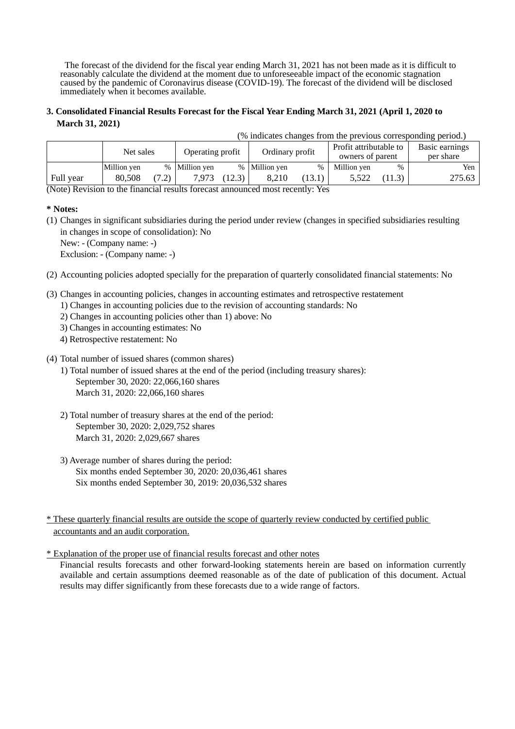The forecast of the dividend for the fiscal year ending March 31, 2021 has not been made as it is difficult to reasonably calculate the dividend at the moment due to unforeseeable impact of the economic stagnation caused by the pandemic of Coronavirus disease (COVID-19). The forecast of the dividend will be disclosed immediately when it becomes available.

## 3. Consolidated Financial Results Forecast for the Fiscal Year Ending March 31, 2021 (April 1, 2020 to March 31, 2021)

(% indicates changes from the previous corresponding period.)

| | Net sales | | Operating profit | | Ordinary profit | | Profit attributable to owners of parent | | Basic earnings per share |
|---|---|---|---|---|---|---|---|---|---|
| | Million yen | % | Million yen | % | Million yen | % | Million yen | % | Yen |
| Full year | 80,508 | (7.2) | 7,973 | (12.3) | 8,210 | (13.1) | 5,522 | (11.3) | 275.63 |

(Note) Revision to the financial results forecast announced most recently: Yes

**\* Notes:**

(1) Changes in significant subsidiaries during the period under review (changes in specified subsidiaries resulting in changes in scope of consolidation): No
New: - (Company name: -)
Exclusion: - (Company name: -)

(2) Accounting policies adopted specially for the preparation of quarterly consolidated financial statements: No

(3) Changes in accounting policies, changes in accounting estimates and retrospective restatement
1) Changes in accounting policies due to the revision of accounting standards: No
2) Changes in accounting policies other than 1) above: No
3) Changes in accounting estimates: No
4) Retrospective restatement: No

(4) Total number of issued shares (common shares)
1) Total number of issued shares at the end of the period (including treasury shares):
September 30, 2020: 22,066,160 shares
March 31, 2020: 22,066,160 shares

2) Total number of treasury shares at the end of the period:
September 30, 2020: 2,029,752 shares
March 31, 2020: 2,029,667 shares

3) Average number of shares during the period:
Six months ended September 30, 2020: 20,036,461 shares
Six months ended September 30, 2019: 20,036,532 shares

\* These quarterly financial results are outside the scope of quarterly review conducted by certified public accountants and an audit corporation.

\* Explanation of the proper use of financial results forecast and other notes

Financial results forecasts and other forward-looking statements herein are based on information currently available and certain assumptions deemed reasonable as of the date of publication of this document. Actual results may differ significantly from these forecasts due to a wide range of factors.